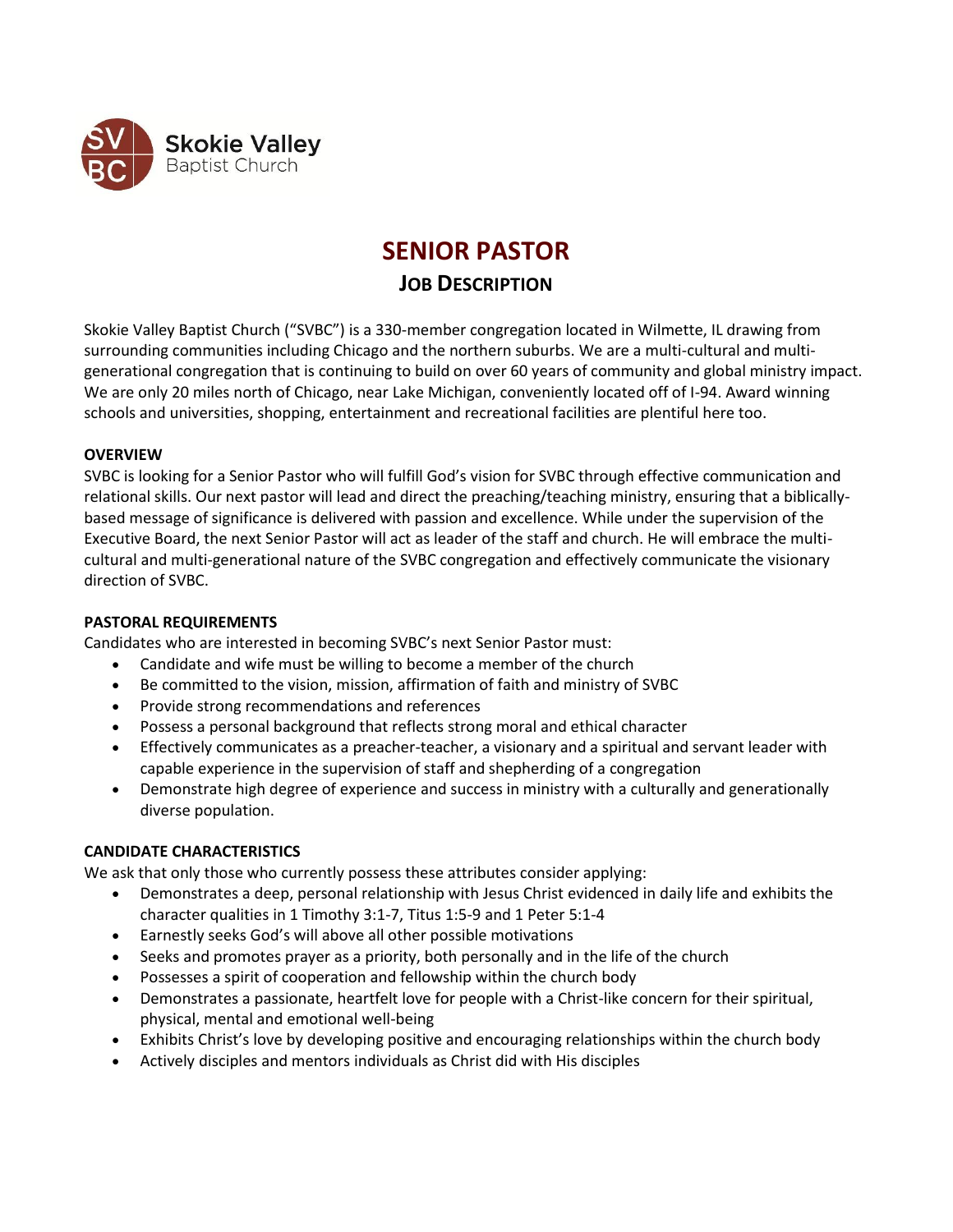Skokie Valley
Baptist Church

# SENIOR PASTOR

## JOB DESCRIPTION

Skokie Valley Baptist Church ("SVBC") is a 330-member congregation located in Wilmette, IL drawing from surrounding communities including Chicago and the northern suburbs. We are a multi-cultural and multi-generational congregation that is continuing to build on over 60 years of community and global ministry impact. We are only 20 miles north of Chicago, near Lake Michigan, conveniently located off of I-94. Award winning schools and universities, shopping, entertainment and recreational facilities are plentiful here too.

### OVERVIEW

SVBC is looking for a Senior Pastor who will fulfill God's vision for SVBC through effective communication and relational skills. Our next pastor will lead and direct the preaching/teaching ministry, ensuring that a biblically-based message of significance is delivered with passion and excellence. While under the supervision of the Executive Board, the next Senior Pastor will act as leader of the staff and church. He will embrace the multi-cultural and multi-generational nature of the SVBC congregation and effectively communicate the visionary direction of SVBC.

### PASTORAL REQUIREMENTS

Candidates who are interested in becoming SVBC's next Senior Pastor must:

- Candidate and wife must be willing to become a member of the church
- Be committed to the vision, mission, affirmation of faith and ministry of SVBC
- Provide strong recommendations and references
- Possess a personal background that reflects strong moral and ethical character
- Effectively communicates as a preacher-teacher, a visionary and a spiritual and servant leader with capable experience in the supervision of staff and shepherding of a congregation
- Demonstrate high degree of experience and success in ministry with a culturally and generationally diverse population.

### CANDIDATE CHARACTERISTICS

We ask that only those who currently possess these attributes consider applying:

- Demonstrates a deep, personal relationship with Jesus Christ evidenced in daily life and exhibits the character qualities in 1 Timothy 3:1-7, Titus 1:5-9 and 1 Peter 5:1-4
- Earnestly seeks God's will above all other possible motivations
- Seeks and promotes prayer as a priority, both personally and in the life of the church
- Possesses a spirit of cooperation and fellowship within the church body
- Demonstrates a passionate, heartfelt love for people with a Christ-like concern for their spiritual, physical, mental and emotional well-being
- Exhibits Christ's love by developing positive and encouraging relationships within the church body
- Actively disciples and mentors individuals as Christ did with His disciples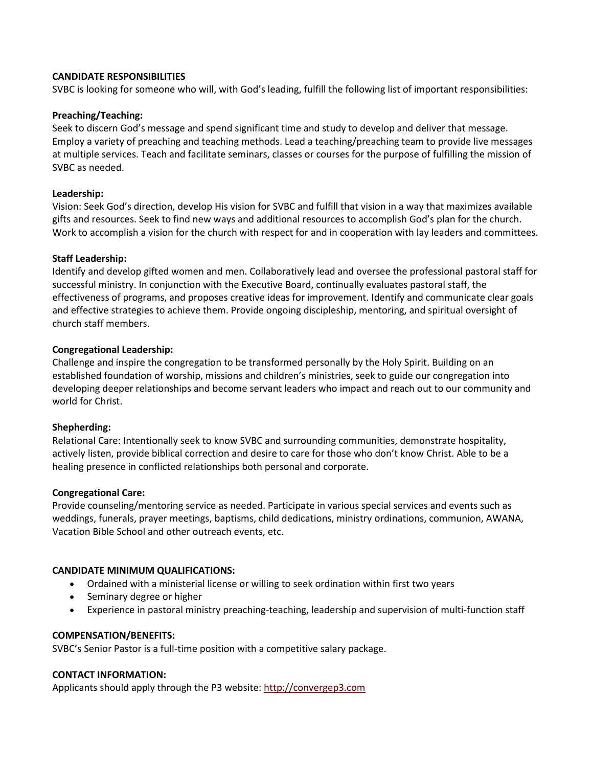## CANDIDATE RESPONSIBILITIES

SVBC is looking for someone who will, with God's leading, fulfill the following list of important responsibilities:

### Preaching/Teaching:

Seek to discern God's message and spend significant time and study to develop and deliver that message. Employ a variety of preaching and teaching methods. Lead a teaching/preaching team to provide live messages at multiple services. Teach and facilitate seminars, classes or courses for the purpose of fulfilling the mission of SVBC as needed.

### Leadership:

Vision: Seek God's direction, develop His vision for SVBC and fulfill that vision in a way that maximizes available gifts and resources. Seek to find new ways and additional resources to accomplish God's plan for the church. Work to accomplish a vision for the church with respect for and in cooperation with lay leaders and committees.

### Staff Leadership:

Identify and develop gifted women and men. Collaboratively lead and oversee the professional pastoral staff for successful ministry. In conjunction with the Executive Board, continually evaluates pastoral staff, the effectiveness of programs, and proposes creative ideas for improvement. Identify and communicate clear goals and effective strategies to achieve them. Provide ongoing discipleship, mentoring, and spiritual oversight of church staff members.

### Congregational Leadership:

Challenge and inspire the congregation to be transformed personally by the Holy Spirit. Building on an established foundation of worship, missions and children's ministries, seek to guide our congregation into developing deeper relationships and become servant leaders who impact and reach out to our community and world for Christ.

### Shepherding:

Relational Care: Intentionally seek to know SVBC and surrounding communities, demonstrate hospitality, actively listen, provide biblical correction and desire to care for those who don't know Christ. Able to be a healing presence in conflicted relationships both personal and corporate.

### Congregational Care:

Provide counseling/mentoring service as needed. Participate in various special services and events such as weddings, funerals, prayer meetings, baptisms, child dedications, ministry ordinations, communion, AWANA, Vacation Bible School and other outreach events, etc.

## CANDIDATE MINIMUM QUALIFICATIONS:

- Ordained with a ministerial license or willing to seek ordination within first two years
- Seminary degree or higher
- Experience in pastoral ministry preaching-teaching, leadership and supervision of multi-function staff

## COMPENSATION/BENEFITS:

SVBC's Senior Pastor is a full-time position with a competitive salary package.

## CONTACT INFORMATION:

Applicants should apply through the P3 website: [http://convergep3.com](http://convergep3.com)